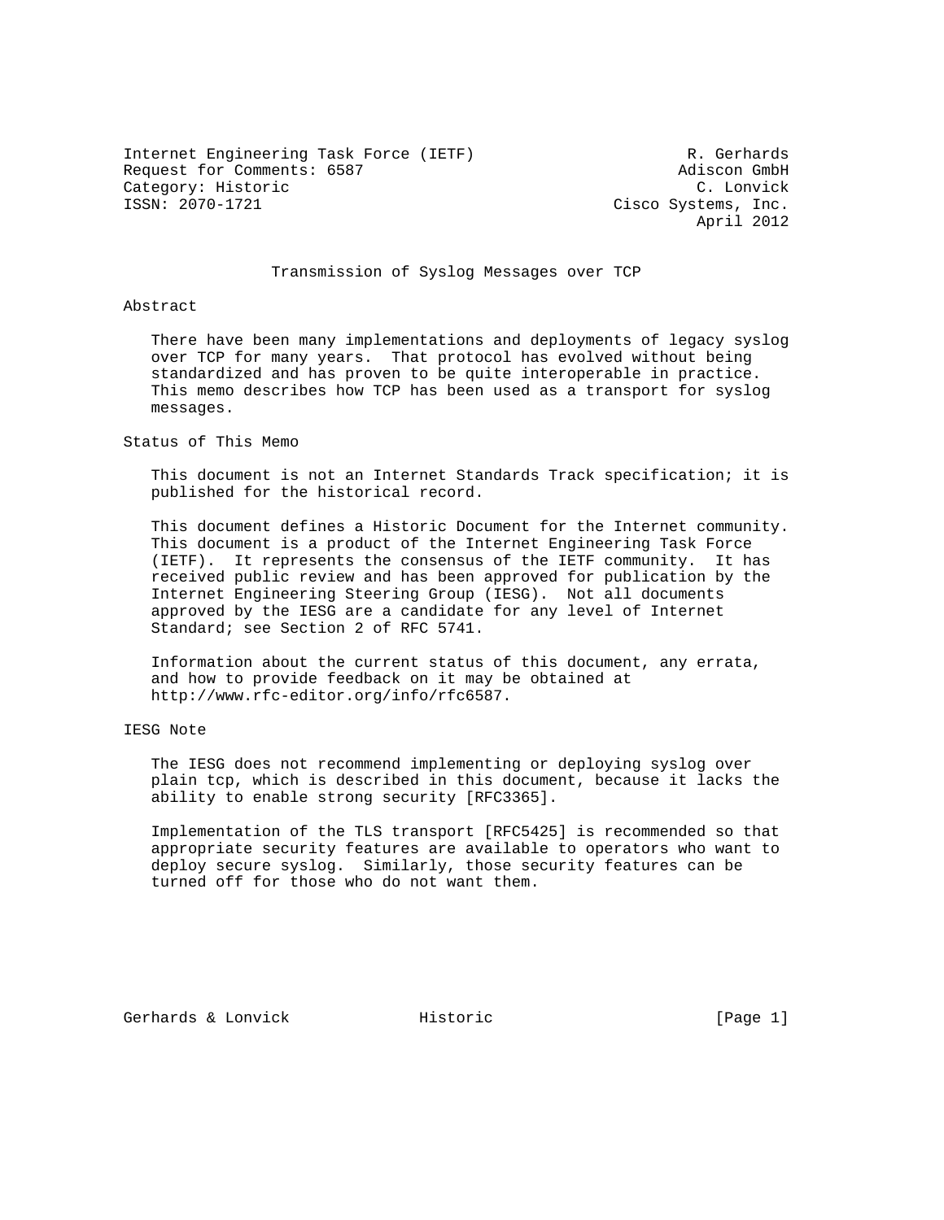Internet Engineering Task Force (IETF) R. Gerhards
Request for Comments: 6587 Adiscon GmbH
Category: Historic C. Lonvick
ISSN: 2070-1721 Cisco Systems, Inc.
April 2012

# Transmission of Syslog Messages over TCP

## Abstract

There have been many implementations and deployments of legacy syslog over TCP for many years. That protocol has evolved without being standardized and has proven to be quite interoperable in practice. This memo describes how TCP has been used as a transport for syslog messages.

## Status of This Memo

This document is not an Internet Standards Track specification; it is published for the historical record.

This document defines a Historic Document for the Internet community. This document is a product of the Internet Engineering Task Force (IETF). It represents the consensus of the IETF community. It has received public review and has been approved for publication by the Internet Engineering Steering Group (IESG). Not all documents approved by the IESG are a candidate for any level of Internet Standard; see Section 2 of RFC 5741.

Information about the current status of this document, any errata, and how to provide feedback on it may be obtained at http://www.rfc-editor.org/info/rfc6587.

## IESG Note

The IESG does not recommend implementing or deploying syslog over plain tcp, which is described in this document, because it lacks the ability to enable strong security [RFC3365].

Implementation of the TLS transport [RFC5425] is recommended so that appropriate security features are available to operators who want to deploy secure syslog. Similarly, those security features can be turned off for those who do not want them.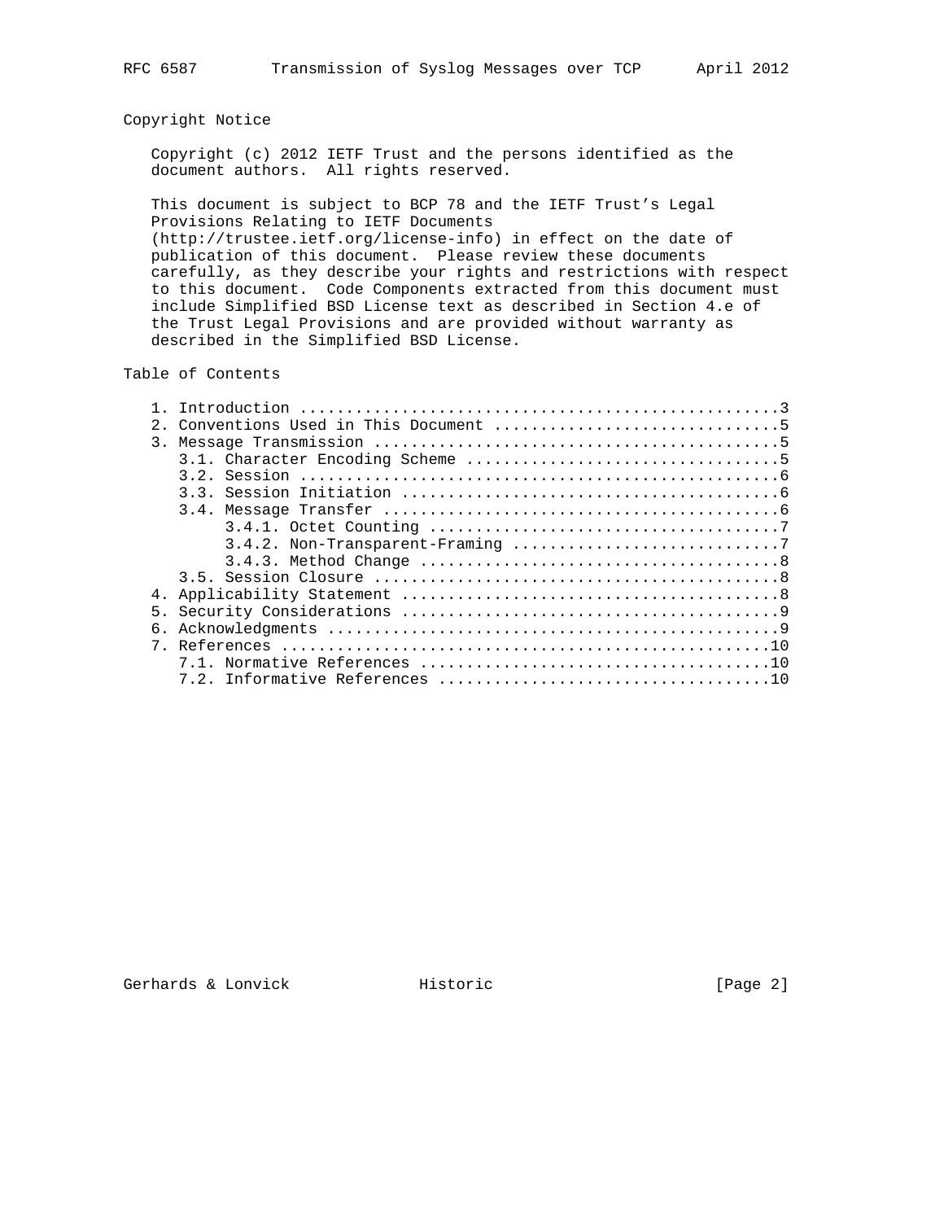## Copyright Notice

Copyright (c) 2012 IETF Trust and the persons identified as the document authors. All rights reserved.

This document is subject to BCP 78 and the IETF Trust's Legal Provisions Relating to IETF Documents (http://trustee.ietf.org/license-info) in effect on the date of publication of this document. Please review these documents carefully, as they describe your rights and restrictions with respect to this document. Code Components extracted from this document must include Simplified BSD License text as described in Section 4.e of the Trust Legal Provisions and are provided without warranty as described in the Simplified BSD License.

## Table of Contents

```
   1. Introduction ....................................................3
   2. Conventions Used in This Document ...............................5
   3. Message Transmission ............................................5
      3.1. Character Encoding Scheme ..................................5
      3.2. Session ....................................................6
      3.3. Session Initiation .........................................6
      3.4. Message Transfer ...........................................6
           3.4.1. Octet Counting ......................................7
           3.4.2. Non-Transparent-Framing .............................7
           3.4.3. Method Change .......................................8
      3.5. Session Closure ............................................8
   4. Applicability Statement .........................................8
   5. Security Considerations .........................................9
   6. Acknowledgments .................................................9
   7. References .....................................................10
      7.1. Normative References ......................................10
      7.2. Informative References ....................................10
```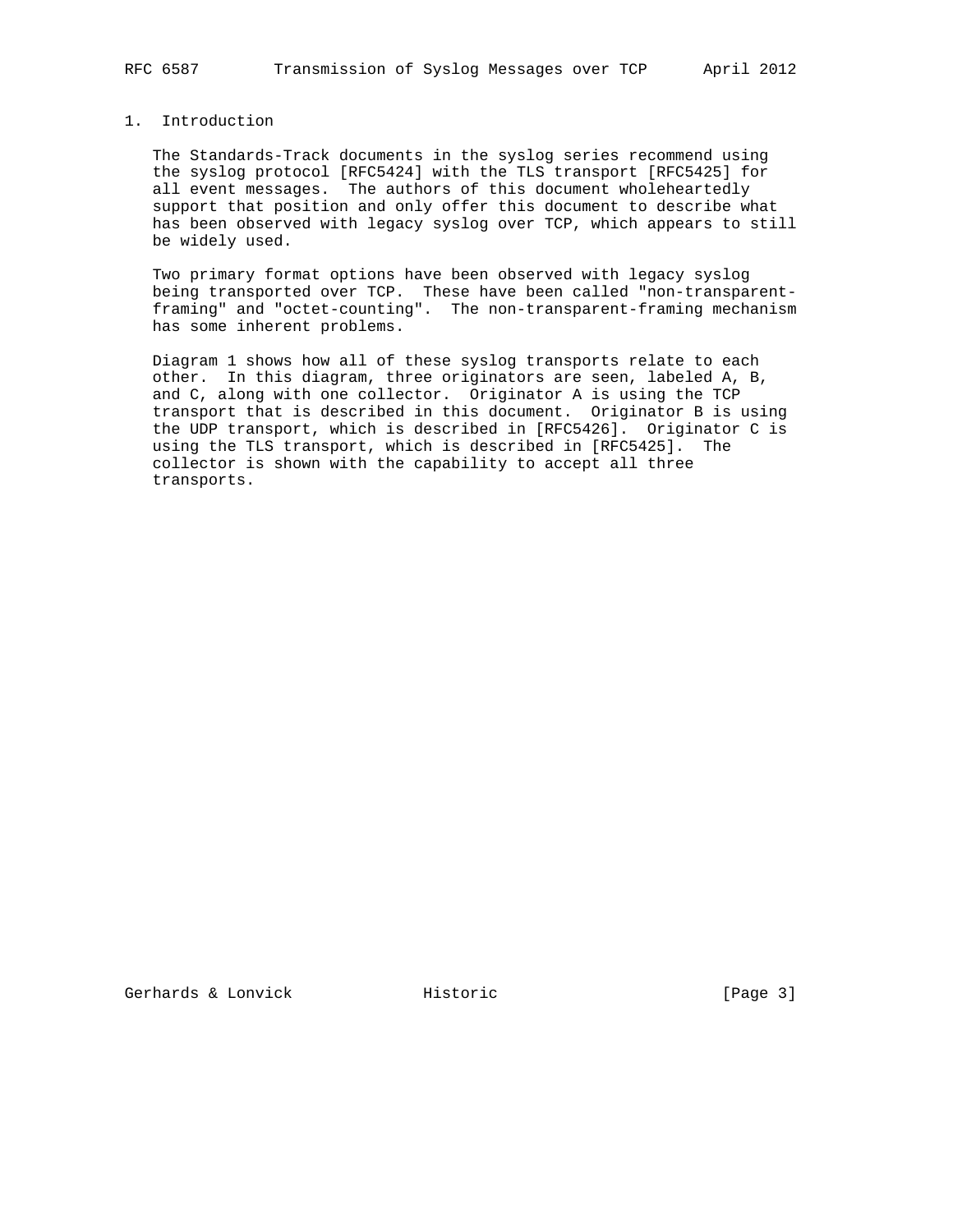# 1. Introduction

The Standards-Track documents in the syslog series recommend using the syslog protocol [RFC5424] with the TLS transport [RFC5425] for all event messages. The authors of this document wholeheartedly support that position and only offer this document to describe what has been observed with legacy syslog over TCP, which appears to still be widely used.

Two primary format options have been observed with legacy syslog being transported over TCP. These have been called "non-transparent-framing" and "octet-counting". The non-transparent-framing mechanism has some inherent problems.

Diagram 1 shows how all of these syslog transports relate to each other. In this diagram, three originators are seen, labeled A, B, and C, along with one collector. Originator A is using the TCP transport that is described in this document. Originator B is using the UDP transport, which is described in [RFC5426]. Originator C is using the TLS transport, which is described in [RFC5425]. The collector is shown with the capability to accept all three transports.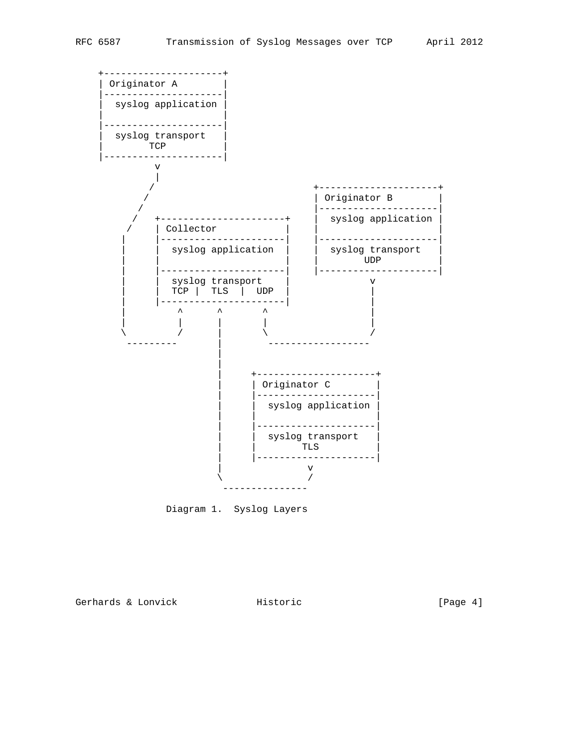```
    +---------------------+
    | Originator A        |
    |---------------------|
    |  syslog application |
    |                     |
    |---------------------|
    |  syslog transport   |
    |        TCP          |
    |---------------------|
             v
             |
            /                           +---------------------+
           /                            | Originator B        |
          /                             |---------------------|
         /   +----------------------+   |  syslog application |
        /    | Collector            |   |                     |
       |     |----------------------|   |---------------------|
       |     |  syslog application  |   |  syslog transport   |
       |     |                      |   |        UDP          |
       |     |----------------------|   |---------------------|
       |     |  syslog transport    |             v
       |     |  TCP |  TLS  |  UDP  |             |
       |     |----------------------|             |
       |         ^      ^       ^                 |
       |         |      |       |                 |
       \         /      |       \                 /
        ---------       |        -----------------
                        |
                        |
                        |     +---------------------+
                        |     | Originator C        |
                        |     |---------------------|
                        |     |  syslog application |
                        |     |                     |
                        |     |---------------------|
                        |     |  syslog transport   |
                        |     |        TLS          |
                        |     |---------------------|
                        |               v
                        \               /
                         ---------------

              Diagram 1.  Syslog Layers
```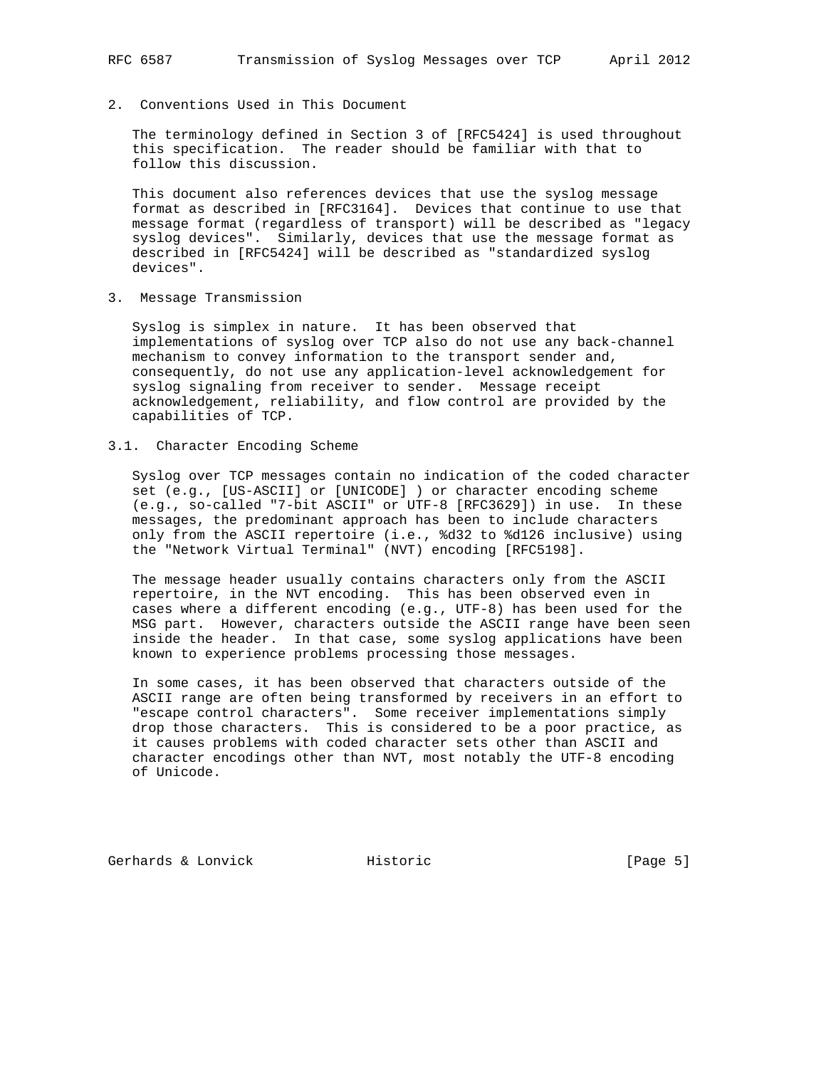## 2. Conventions Used in This Document

The terminology defined in Section 3 of [RFC5424] is used throughout this specification. The reader should be familiar with that to follow this discussion.

This document also references devices that use the syslog message format as described in [RFC3164]. Devices that continue to use that message format (regardless of transport) will be described as "legacy syslog devices". Similarly, devices that use the message format as described in [RFC5424] will be described as "standardized syslog devices".

## 3. Message Transmission

Syslog is simplex in nature. It has been observed that implementations of syslog over TCP also do not use any back-channel mechanism to convey information to the transport sender and, consequently, do not use any application-level acknowledgement for syslog signaling from receiver to sender. Message receipt acknowledgement, reliability, and flow control are provided by the capabilities of TCP.

### 3.1. Character Encoding Scheme

Syslog over TCP messages contain no indication of the coded character set (e.g., [US-ASCII] or [UNICODE] ) or character encoding scheme (e.g., so-called "7-bit ASCII" or UTF-8 [RFC3629]) in use. In these messages, the predominant approach has been to include characters only from the ASCII repertoire (i.e., %d32 to %d126 inclusive) using the "Network Virtual Terminal" (NVT) encoding [RFC5198].

The message header usually contains characters only from the ASCII repertoire, in the NVT encoding. This has been observed even in cases where a different encoding (e.g., UTF-8) has been used for the MSG part. However, characters outside the ASCII range have been seen inside the header. In that case, some syslog applications have been known to experience problems processing those messages.

In some cases, it has been observed that characters outside of the ASCII range are often being transformed by receivers in an effort to "escape control characters". Some receiver implementations simply drop those characters. This is considered to be a poor practice, as it causes problems with coded character sets other than ASCII and character encodings other than NVT, most notably the UTF-8 encoding of Unicode.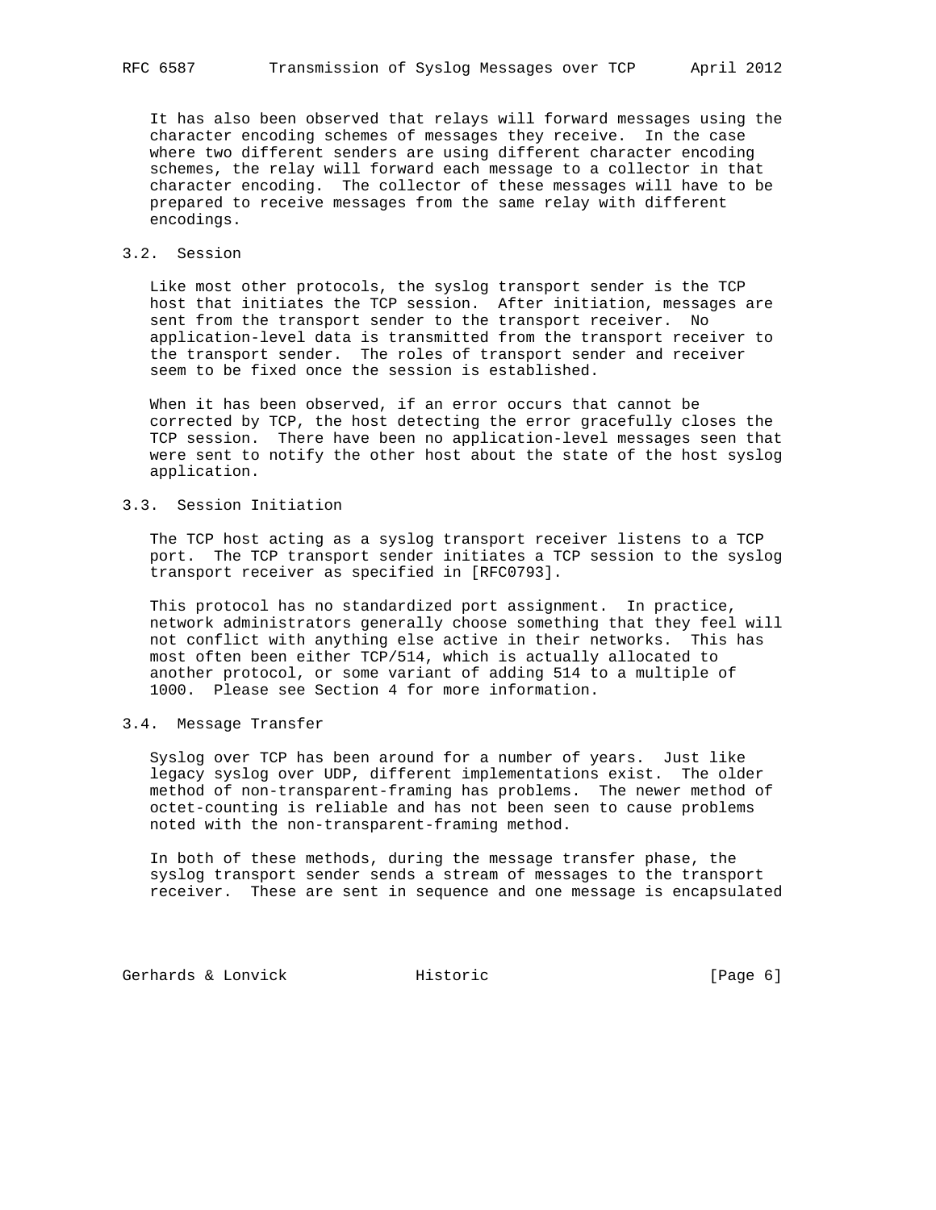It has also been observed that relays will forward messages using the character encoding schemes of messages they receive. In the case where two different senders are using different character encoding schemes, the relay will forward each message to a collector in that character encoding. The collector of these messages will have to be prepared to receive messages from the same relay with different encodings.

## 3.2. Session

Like most other protocols, the syslog transport sender is the TCP host that initiates the TCP session. After initiation, messages are sent from the transport sender to the transport receiver. No application-level data is transmitted from the transport receiver to the transport sender. The roles of transport sender and receiver seem to be fixed once the session is established.

When it has been observed, if an error occurs that cannot be corrected by TCP, the host detecting the error gracefully closes the TCP session. There have been no application-level messages seen that were sent to notify the other host about the state of the host syslog application.

## 3.3. Session Initiation

The TCP host acting as a syslog transport receiver listens to a TCP port. The TCP transport sender initiates a TCP session to the syslog transport receiver as specified in [RFC0793].

This protocol has no standardized port assignment. In practice, network administrators generally choose something that they feel will not conflict with anything else active in their networks. This has most often been either TCP/514, which is actually allocated to another protocol, or some variant of adding 514 to a multiple of 1000. Please see Section 4 for more information.

## 3.4. Message Transfer

Syslog over TCP has been around for a number of years. Just like legacy syslog over UDP, different implementations exist. The older method of non-transparent-framing has problems. The newer method of octet-counting is reliable and has not been seen to cause problems noted with the non-transparent-framing method.

In both of these methods, during the message transfer phase, the syslog transport sender sends a stream of messages to the transport receiver. These are sent in sequence and one message is encapsulated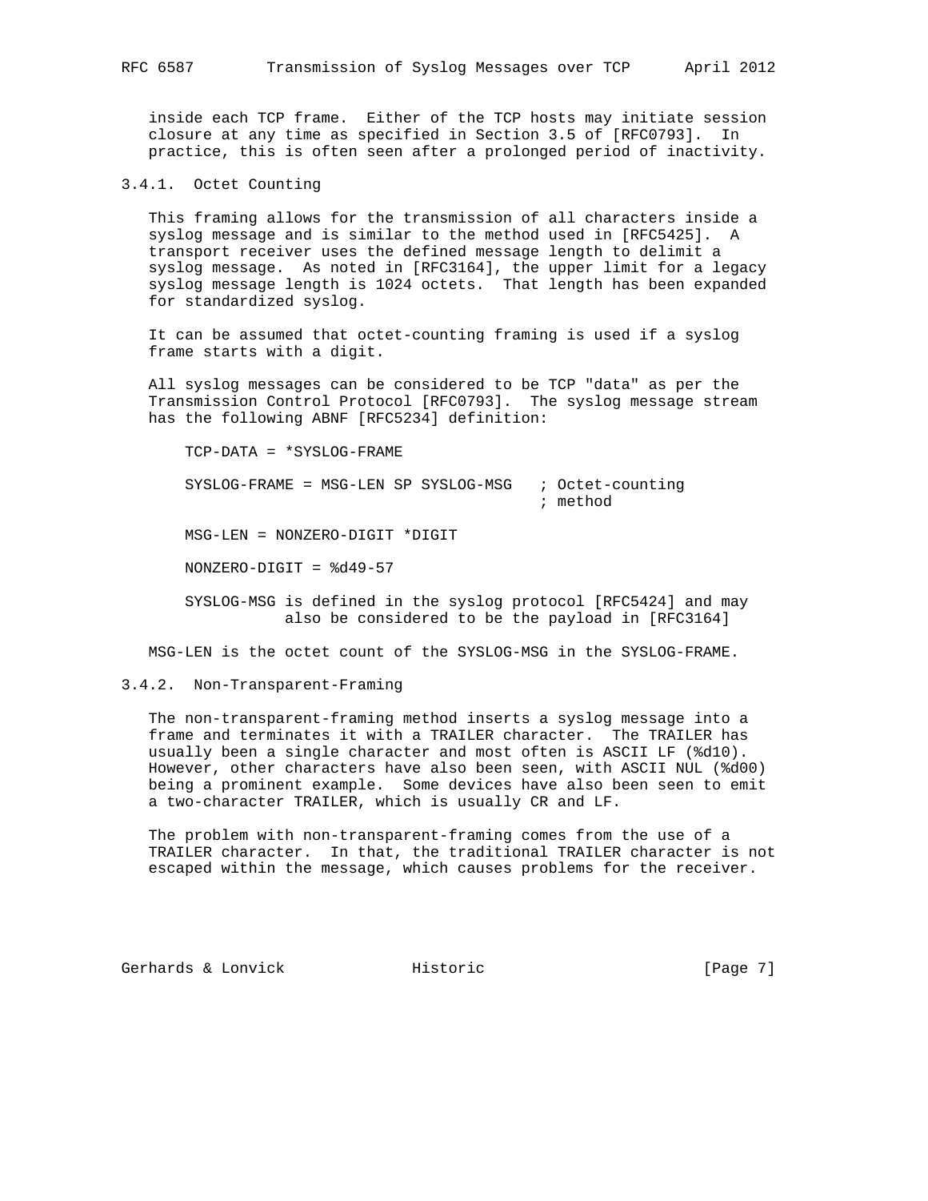inside each TCP frame. Either of the TCP hosts may initiate session closure at any time as specified in Section 3.5 of [RFC0793]. In practice, this is often seen after a prolonged period of inactivity.

### 3.4.1. Octet Counting

This framing allows for the transmission of all characters inside a syslog message and is similar to the method used in [RFC5425]. A transport receiver uses the defined message length to delimit a syslog message. As noted in [RFC3164], the upper limit for a legacy syslog message length is 1024 octets. That length has been expanded for standardized syslog.

It can be assumed that octet-counting framing is used if a syslog frame starts with a digit.

All syslog messages can be considered to be TCP "data" as per the Transmission Control Protocol [RFC0793]. The syslog message stream has the following ABNF [RFC5234] definition:

```
TCP-DATA = *SYSLOG-FRAME

SYSLOG-FRAME = MSG-LEN SP SYSLOG-MSG   ; Octet-counting
                                       ; method

MSG-LEN = NONZERO-DIGIT *DIGIT

NONZERO-DIGIT = %d49-57

SYSLOG-MSG is defined in the syslog protocol [RFC5424] and may
           also be considered to be the payload in [RFC3164]
```

MSG-LEN is the octet count of the SYSLOG-MSG in the SYSLOG-FRAME.

### 3.4.2. Non-Transparent-Framing

The non-transparent-framing method inserts a syslog message into a frame and terminates it with a TRAILER character. The TRAILER has usually been a single character and most often is ASCII LF (%d10). However, other characters have also been seen, with ASCII NUL (%d00) being a prominent example. Some devices have also been seen to emit a two-character TRAILER, which is usually CR and LF.

The problem with non-transparent-framing comes from the use of a TRAILER character. In that, the traditional TRAILER character is not escaped within the message, which causes problems for the receiver.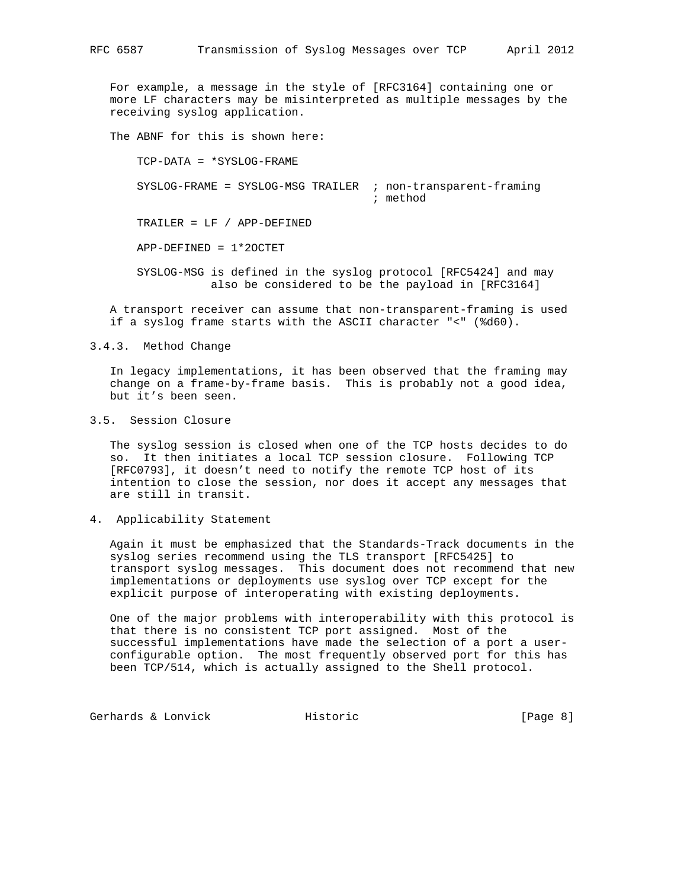For example, a message in the style of [RFC3164] containing one or more LF characters may be misinterpreted as multiple messages by the receiving syslog application.

The ABNF for this is shown here:

```
TCP-DATA = *SYSLOG-FRAME

SYSLOG-FRAME = SYSLOG-MSG TRAILER  ; non-transparent-framing
                                   ; method

TRAILER = LF / APP-DEFINED

APP-DEFINED = 1*2OCTET

SYSLOG-MSG is defined in the syslog protocol [RFC5424] and may
           also be considered to be the payload in [RFC3164]
```

A transport receiver can assume that non-transparent-framing is used if a syslog frame starts with the ASCII character "<" (%d60).

### 3.4.3. Method Change

In legacy implementations, it has been observed that the framing may change on a frame-by-frame basis. This is probably not a good idea, but it's been seen.

### 3.5. Session Closure

The syslog session is closed when one of the TCP hosts decides to do so. It then initiates a local TCP session closure. Following TCP [RFC0793], it doesn't need to notify the remote TCP host of its intention to close the session, nor does it accept any messages that are still in transit.

## 4. Applicability Statement

Again it must be emphasized that the Standards-Track documents in the syslog series recommend using the TLS transport [RFC5425] to transport syslog messages. This document does not recommend that new implementations or deployments use syslog over TCP except for the explicit purpose of interoperating with existing deployments.

One of the major problems with interoperability with this protocol is that there is no consistent TCP port assigned. Most of the successful implementations have made the selection of a port a user-configurable option. The most frequently observed port for this has been TCP/514, which is actually assigned to the Shell protocol.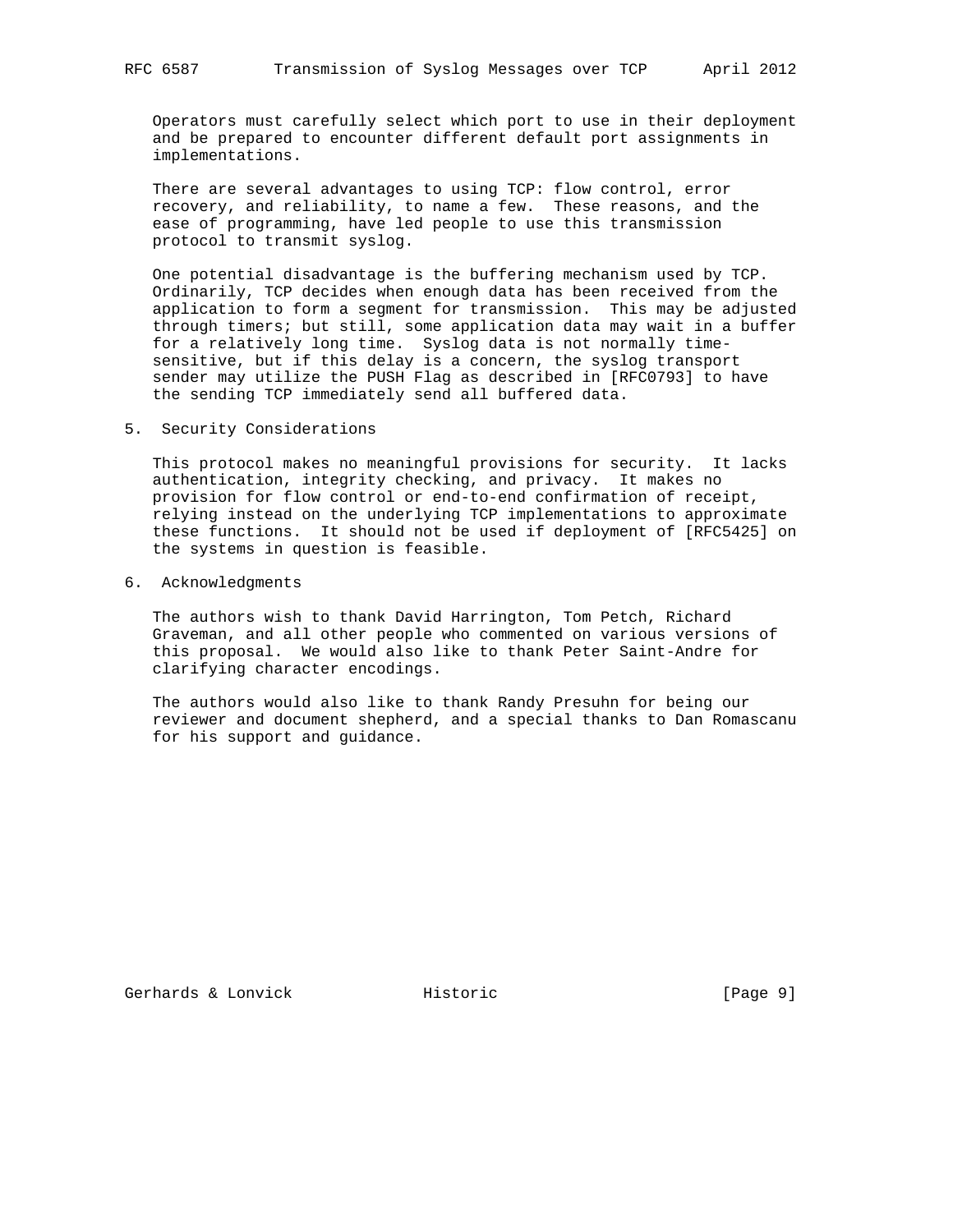Operators must carefully select which port to use in their deployment and be prepared to encounter different default port assignments in implementations.

There are several advantages to using TCP: flow control, error recovery, and reliability, to name a few. These reasons, and the ease of programming, have led people to use this transmission protocol to transmit syslog.

One potential disadvantage is the buffering mechanism used by TCP. Ordinarily, TCP decides when enough data has been received from the application to form a segment for transmission. This may be adjusted through timers; but still, some application data may wait in a buffer for a relatively long time. Syslog data is not normally time-sensitive, but if this delay is a concern, the syslog transport sender may utilize the PUSH Flag as described in [RFC0793] to have the sending TCP immediately send all buffered data.

## 5. Security Considerations

This protocol makes no meaningful provisions for security. It lacks authentication, integrity checking, and privacy. It makes no provision for flow control or end-to-end confirmation of receipt, relying instead on the underlying TCP implementations to approximate these functions. It should not be used if deployment of [RFC5425] on the systems in question is feasible.

## 6. Acknowledgments

The authors wish to thank David Harrington, Tom Petch, Richard Graveman, and all other people who commented on various versions of this proposal. We would also like to thank Peter Saint-Andre for clarifying character encodings.

The authors would also like to thank Randy Presuhn for being our reviewer and document shepherd, and a special thanks to Dan Romascanu for his support and guidance.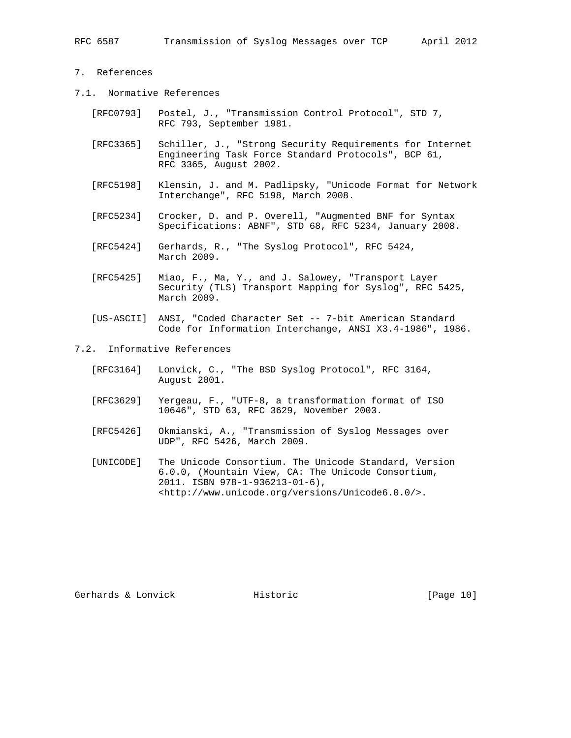## 7. References

### 7.1. Normative References

[RFC0793] Postel, J., "Transmission Control Protocol", STD 7, RFC 793, September 1981.

[RFC3365] Schiller, J., "Strong Security Requirements for Internet Engineering Task Force Standard Protocols", BCP 61, RFC 3365, August 2002.

[RFC5198] Klensin, J. and M. Padlipsky, "Unicode Format for Network Interchange", RFC 5198, March 2008.

[RFC5234] Crocker, D. and P. Overell, "Augmented BNF for Syntax Specifications: ABNF", STD 68, RFC 5234, January 2008.

[RFC5424] Gerhards, R., "The Syslog Protocol", RFC 5424, March 2009.

[RFC5425] Miao, F., Ma, Y., and J. Salowey, "Transport Layer Security (TLS) Transport Mapping for Syslog", RFC 5425, March 2009.

[US-ASCII] ANSI, "Coded Character Set -- 7-bit American Standard Code for Information Interchange, ANSI X3.4-1986", 1986.

### 7.2. Informative References

[RFC3164] Lonvick, C., "The BSD Syslog Protocol", RFC 3164, August 2001.

[RFC3629] Yergeau, F., "UTF-8, a transformation format of ISO 10646", STD 63, RFC 3629, November 2003.

[RFC5426] Okmianski, A., "Transmission of Syslog Messages over UDP", RFC 5426, March 2009.

[UNICODE] The Unicode Consortium. The Unicode Standard, Version 6.0.0, (Mountain View, CA: The Unicode Consortium, 2011. ISBN 978-1-936213-01-6), <http://www.unicode.org/versions/Unicode6.0.0/>.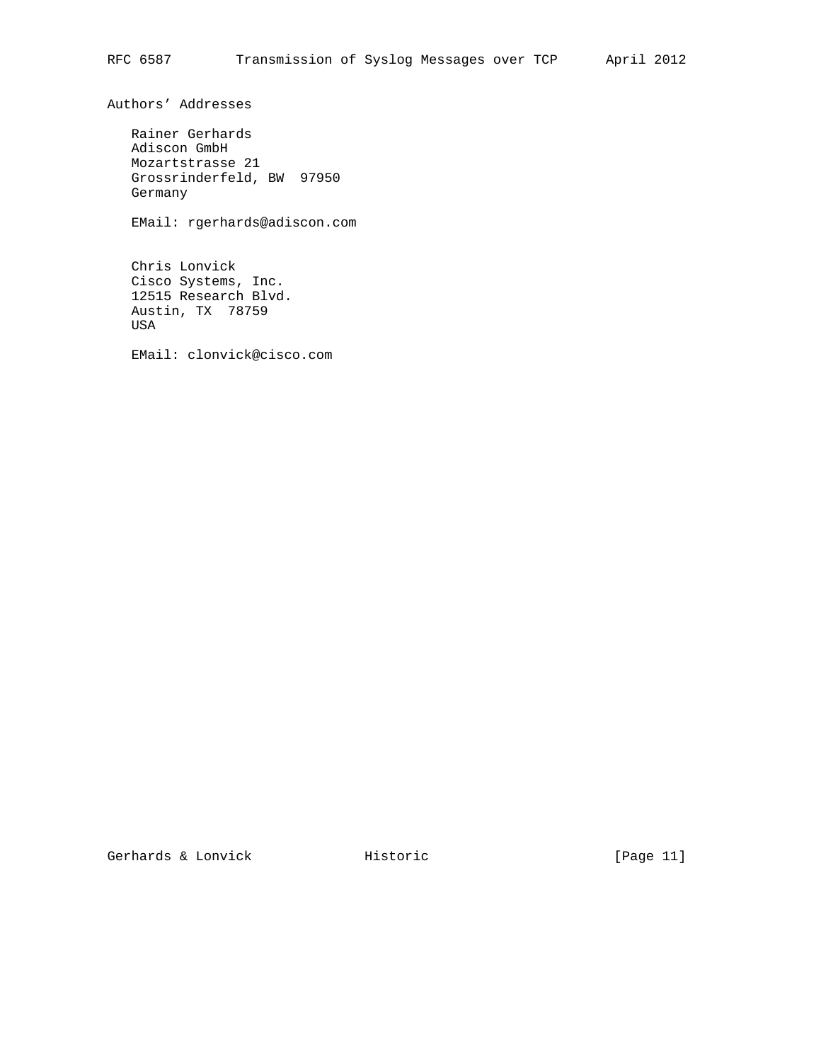## Authors' Addresses

Rainer Gerhards
Adiscon GmbH
Mozartstrasse 21
Grossrinderfeld, BW  97950
Germany

EMail: rgerhards@adiscon.com

Chris Lonvick
Cisco Systems, Inc.
12515 Research Blvd.
Austin, TX  78759
USA

EMail: clonvick@cisco.com